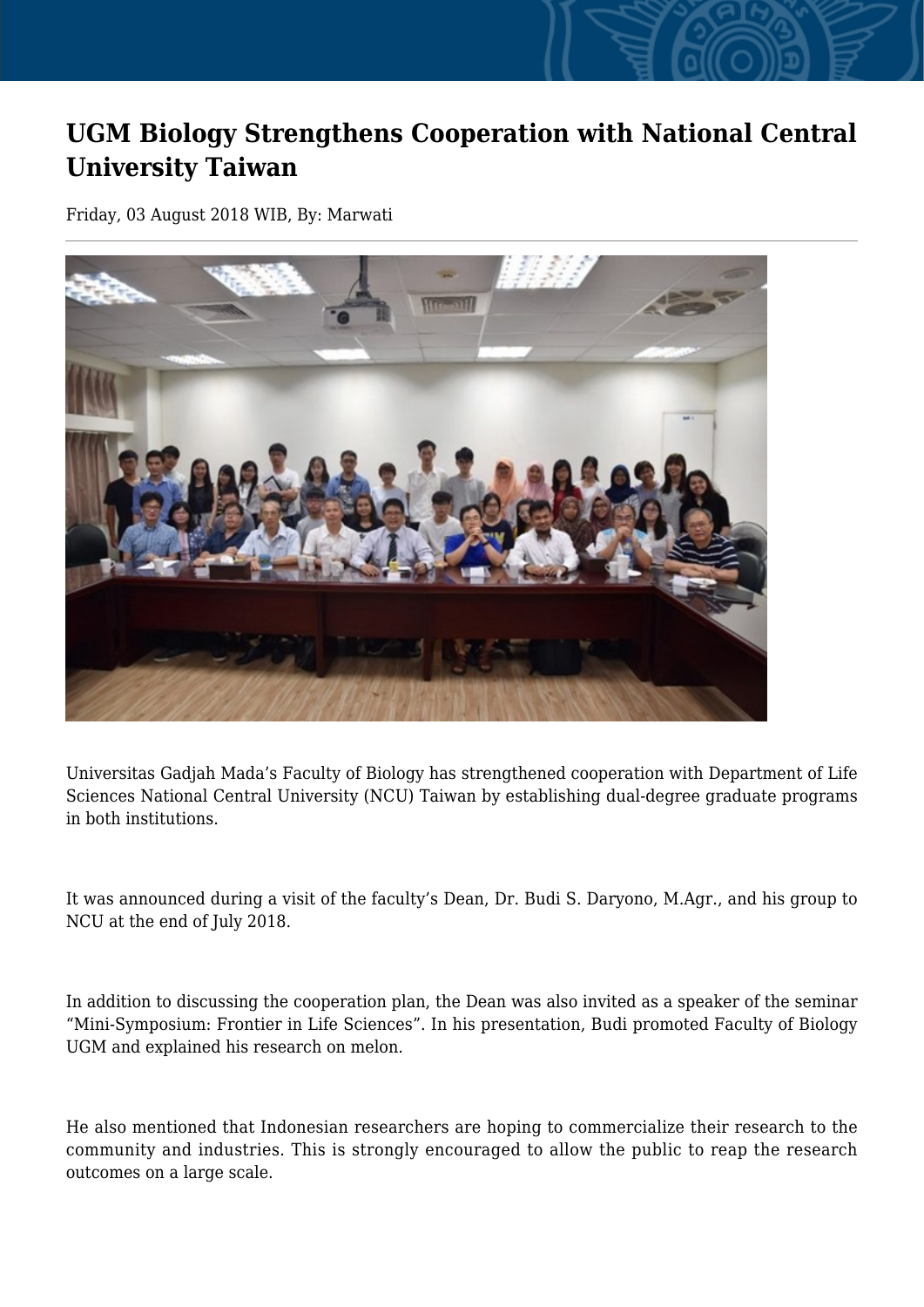# UGM Biology Strengthens Cooperation with National Central University Taiwan

Friday, 03 August 2018 WIB, By: Marwati

Universitas Gadjah Mada's Faculty of Biology has strengthened cooperation with Department of Life Sciences National Central University (NCU) Taiwan by establishing dual-degree graduate programs in both institutions.

It was announced during a visit of the faculty's Dean, Dr. Budi S. Daryono, M.Agr., and his group to NCU at the end of July 2018.

In addition to discussing the cooperation plan, the Dean was also invited as a speaker of the seminar "Mini-Symposium: Frontier in Life Sciences". In his presentation, Budi promoted Faculty of Biology UGM and explained his research on melon.

He also mentioned that Indonesian researchers are hoping to commercialize their research to the community and industries. This is strongly encouraged to allow the public to reap the research outcomes on a large scale.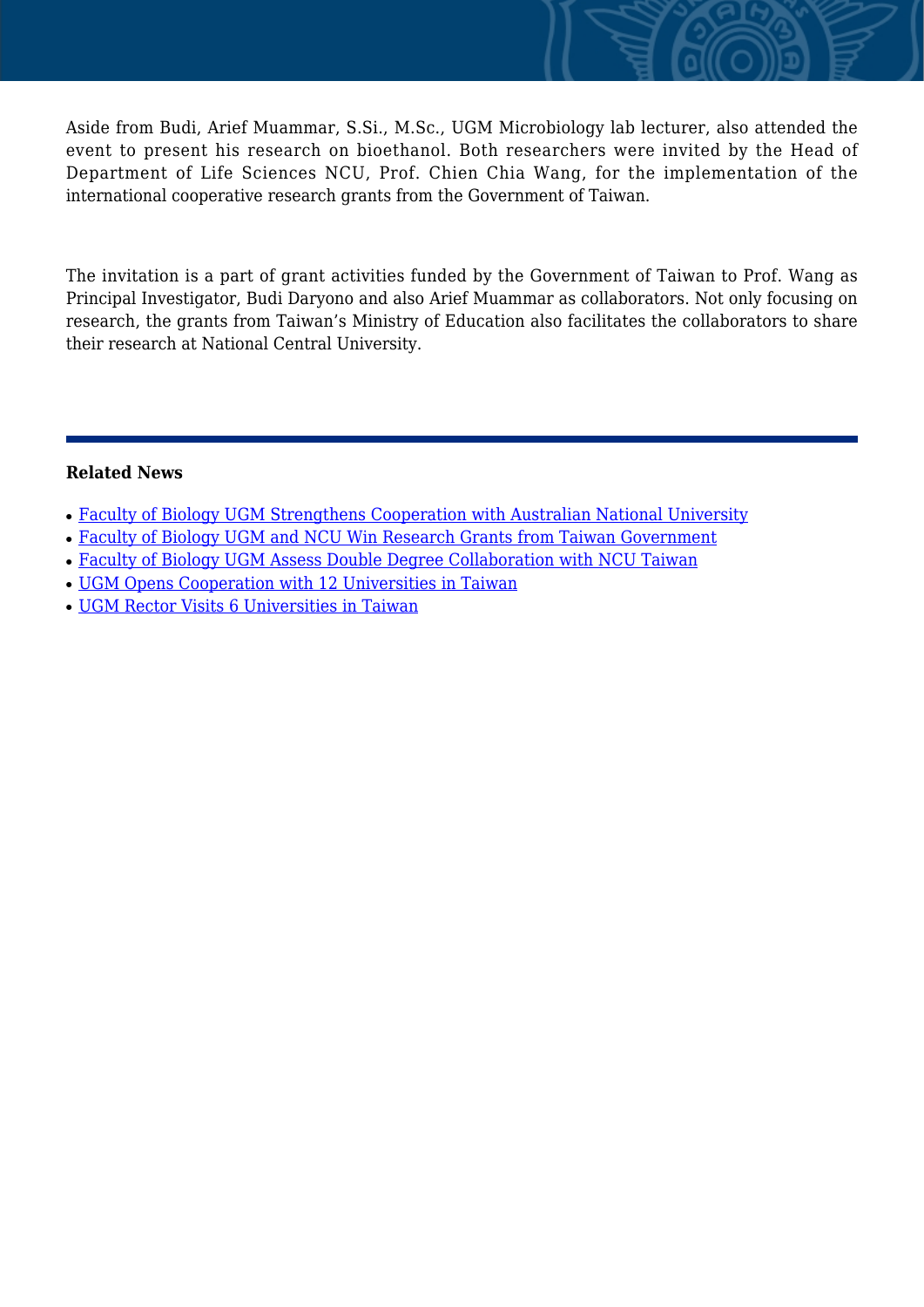Aside from Budi, Arief Muammar, S.Si., M.Sc., UGM Microbiology lab lecturer, also attended the event to present his research on bioethanol. Both researchers were invited by the Head of Department of Life Sciences NCU, Prof. Chien Chia Wang, for the implementation of the international cooperative research grants from the Government of Taiwan.

The invitation is a part of grant activities funded by the Government of Taiwan to Prof. Wang as Principal Investigator, Budi Daryono and also Arief Muammar as collaborators. Not only focusing on research, the grants from Taiwan's Ministry of Education also facilitates the collaborators to share their research at National Central University.

---

**Related News**

- Faculty of Biology UGM Strengthens Cooperation with Australian National University
- Faculty of Biology UGM and NCU Win Research Grants from Taiwan Government
- Faculty of Biology UGM Assess Double Degree Collaboration with NCU Taiwan
- UGM Opens Cooperation with 12 Universities in Taiwan
- UGM Rector Visits 6 Universities in Taiwan